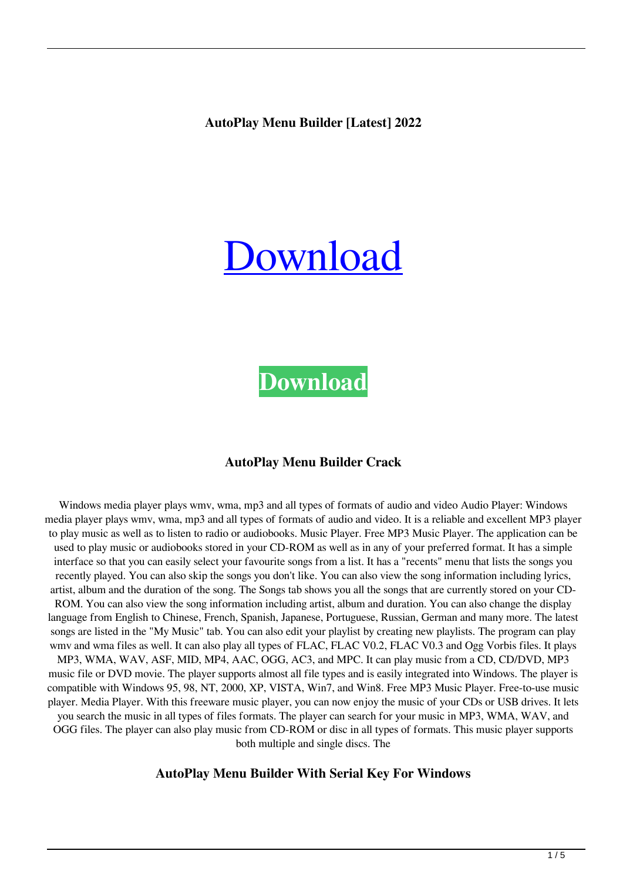**AutoPlay Menu Builder [Latest] 2022**

# Download

**Download**

**AutoPlay Menu Builder Crack**

Windows media player plays wmv, wma, mp3 and all types of formats of audio and video Audio Player: Windows media player plays wmv, wma, mp3 and all types of formats of audio and video. It is a reliable and excellent MP3 player to play music as well as to listen to radio or audiobooks. Music Player. Free MP3 Music Player. The application can be used to play music or audiobooks stored in your CD-ROM as well as in any of your preferred format. It has a simple interface so that you can easily select your favourite songs from a list. It has a "recents" menu that lists the songs you recently played. You can also skip the songs you don't like. You can also view the song information including lyrics, artist, album and the duration of the song. The Songs tab shows you all the songs that are currently stored on your CD-ROM. You can also view the song information including artist, album and duration. You can also change the display language from English to Chinese, French, Spanish, Japanese, Portuguese, Russian, German and many more. The latest songs are listed in the "My Music" tab. You can also edit your playlist by creating new playlists. The program can play wmv and wma files as well. It can also play all types of FLAC, FLAC V0.2, FLAC V0.3 and Ogg Vorbis files. It plays MP3, WMA, WAV, ASF, MID, MP4, AAC, OGG, AC3, and MPC. It can play music from a CD, CD/DVD, MP3 music file or DVD movie. The player supports almost all file types and is easily integrated into Windows. The player is compatible with Windows 95, 98, NT, 2000, XP, VISTA, Win7, and Win8. Free MP3 Music Player. Free-to-use music player. Media Player. With this freeware music player, you can now enjoy the music of your CDs or USB drives. It lets you search the music in all types of files formats. The player can search for your music in MP3, WMA, WAV, and OGG files. The player can also play music from CD-ROM or disc in all types of formats. This music player supports both multiple and single discs. The

**AutoPlay Menu Builder With Serial Key For Windows**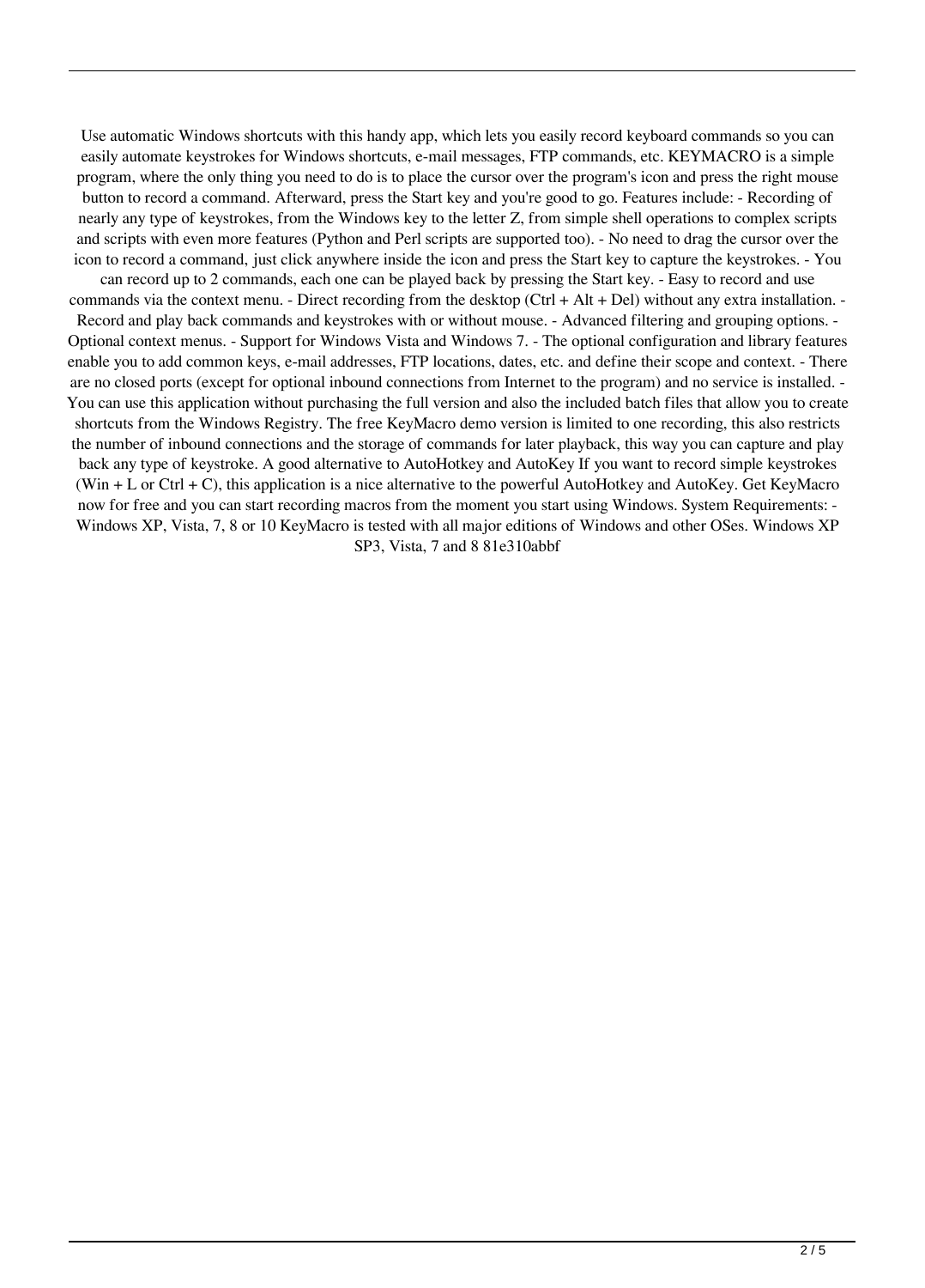Use automatic Windows shortcuts with this handy app, which lets you easily record keyboard commands so you can easily automate keystrokes for Windows shortcuts, e-mail messages, FTP commands, etc. KEYMACRO is a simple program, where the only thing you need to do is to place the cursor over the program's icon and press the right mouse button to record a command. Afterward, press the Start key and you're good to go. Features include: - Recording of nearly any type of keystrokes, from the Windows key to the letter Z, from simple shell operations to complex scripts and scripts with even more features (Python and Perl scripts are supported too). - No need to drag the cursor over the icon to record a command, just click anywhere inside the icon and press the Start key to capture the keystrokes. - You can record up to 2 commands, each one can be played back by pressing the Start key. - Easy to record and use commands via the context menu. - Direct recording from the desktop (Ctrl + Alt + Del) without any extra installation. - Record and play back commands and keystrokes with or without mouse. - Advanced filtering and grouping options. - Optional context menus. - Support for Windows Vista and Windows 7. - The optional configuration and library features enable you to add common keys, e-mail addresses, FTP locations, dates, etc. and define their scope and context. - There are no closed ports (except for optional inbound connections from Internet to the program) and no service is installed. - You can use this application without purchasing the full version and also the included batch files that allow you to create shortcuts from the Windows Registry. The free KeyMacro demo version is limited to one recording, this also restricts the number of inbound connections and the storage of commands for later playback, this way you can capture and play back any type of keystroke. A good alternative to AutoHotkey and AutoKey If you want to record simple keystrokes (Win + L or Ctrl + C), this application is a nice alternative to the powerful AutoHotkey and AutoKey. Get KeyMacro now for free and you can start recording macros from the moment you start using Windows. System Requirements: - Windows XP, Vista, 7, 8 or 10 KeyMacro is tested with all major editions of Windows and other OSes. Windows XP SP3, Vista, 7 and 8 81e310abbf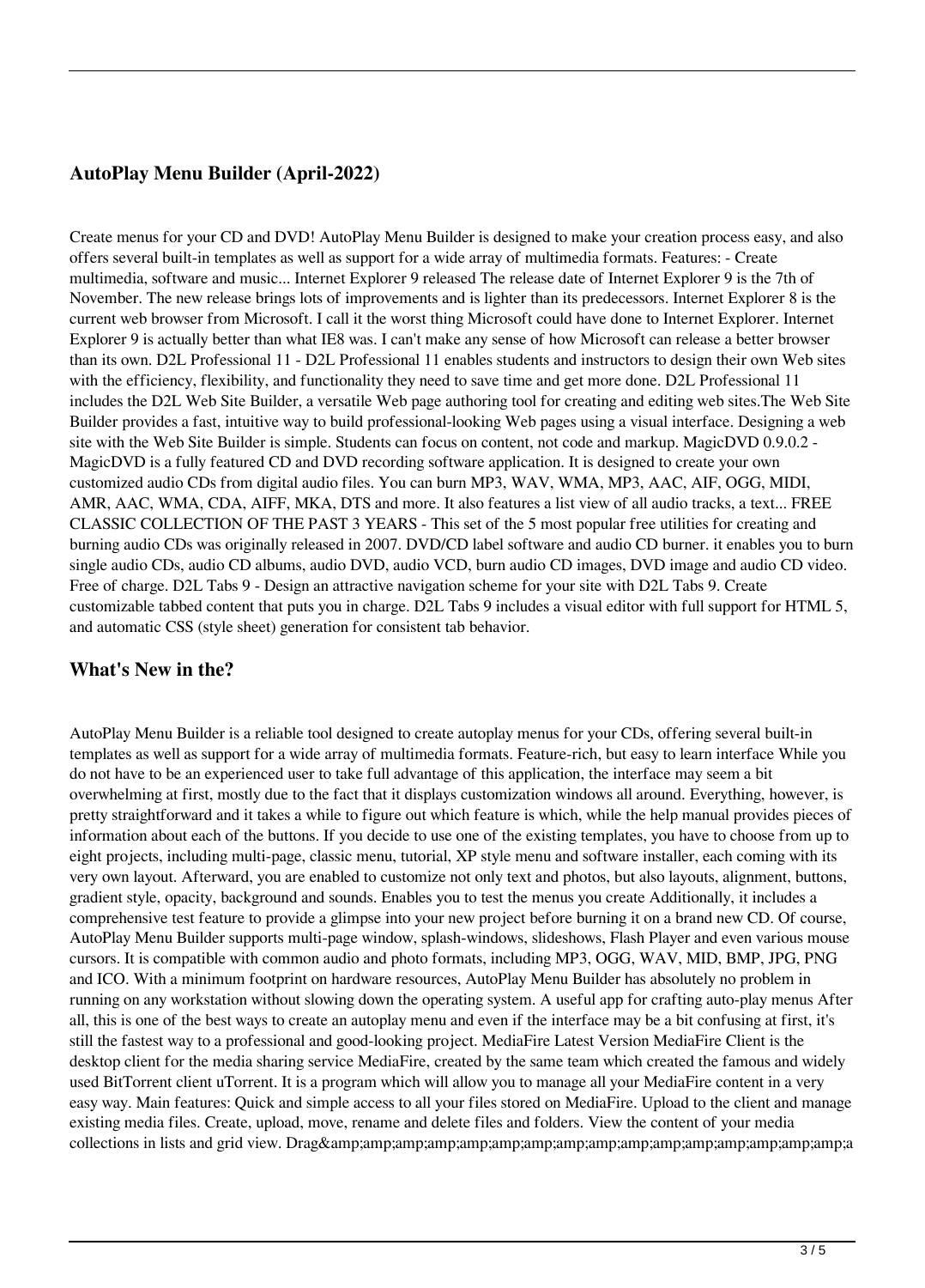## AutoPlay Menu Builder (April-2022)

Create menus for your CD and DVD! AutoPlay Menu Builder is designed to make your creation process easy, and also offers several built-in templates as well as support for a wide array of multimedia formats. Features: - Create multimedia, software and music... Internet Explorer 9 released The release date of Internet Explorer 9 is the 7th of November. The new release brings lots of improvements and is lighter than its predecessors. Internet Explorer 8 is the current web browser from Microsoft. I call it the worst thing Microsoft could have done to Internet Explorer. Internet Explorer 9 is actually better than what IE8 was. I can't make any sense of how Microsoft can release a better browser than its own. D2L Professional 11 - D2L Professional 11 enables students and instructors to design their own Web sites with the efficiency, flexibility, and functionality they need to save time and get more done. D2L Professional 11 includes the D2L Web Site Builder, a versatile Web page authoring tool for creating and editing web sites.The Web Site Builder provides a fast, intuitive way to build professional-looking Web pages using a visual interface. Designing a web site with the Web Site Builder is simple. Students can focus on content, not code and markup. MagicDVD 0.9.0.2 - MagicDVD is a fully featured CD and DVD recording software application. It is designed to create your own customized audio CDs from digital audio files. You can burn MP3, WAV, WMA, MP3, AAC, AIF, OGG, MIDI, AMR, AAC, WMA, CDA, AIFF, MKA, DTS and more. It also features a list view of all audio tracks, a text... FREE CLASSIC COLLECTION OF THE PAST 3 YEARS - This set of the 5 most popular free utilities for creating and burning audio CDs was originally released in 2007. DVD/CD label software and audio CD burner. it enables you to burn single audio CDs, audio CD albums, audio DVD, audio VCD, burn audio CD images, DVD image and audio CD video. Free of charge. D2L Tabs 9 - Design an attractive navigation scheme for your site with D2L Tabs 9. Create customizable tabbed content that puts you in charge. D2L Tabs 9 includes a visual editor with full support for HTML 5, and automatic CSS (style sheet) generation for consistent tab behavior.

## What's New in the?

AutoPlay Menu Builder is a reliable tool designed to create autoplay menus for your CDs, offering several built-in templates as well as support for a wide array of multimedia formats. Feature-rich, but easy to learn interface While you do not have to be an experienced user to take full advantage of this application, the interface may seem a bit overwhelming at first, mostly due to the fact that it displays customization windows all around. Everything, however, is pretty straightforward and it takes a while to figure out which feature is which, while the help manual provides pieces of information about each of the buttons. If you decide to use one of the existing templates, you have to choose from up to eight projects, including multi-page, classic menu, tutorial, XP style menu and software installer, each coming with its very own layout. Afterward, you are enabled to customize not only text and photos, but also layouts, alignment, buttons, gradient style, opacity, background and sounds. Enables you to test the menus you create Additionally, it includes a comprehensive test feature to provide a glimpse into your new project before burning it on a brand new CD. Of course, AutoPlay Menu Builder supports multi-page window, splash-windows, slideshows, Flash Player and even various mouse cursors. It is compatible with common audio and photo formats, including MP3, OGG, WAV, MID, BMP, JPG, PNG and ICO. With a minimum footprint on hardware resources, AutoPlay Menu Builder has absolutely no problem in running on any workstation without slowing down the operating system. A useful app for crafting auto-play menus After all, this is one of the best ways to create an autoplay menu and even if the interface may be a bit confusing at first, it's still the fastest way to a professional and good-looking project. MediaFire Latest Version MediaFire Client is the desktop client for the media sharing service MediaFire, created by the same team which created the famous and widely used BitTorrent client uTorrent. It is a program which will allow you to manage all your MediaFire content in a very easy way. Main features: Quick and simple access to all your files stored on MediaFire. Upload to the client and manage existing media files. Create, upload, move, rename and delete files and folders. View the content of your media collections in lists and grid view. Drag&amp;amp;amp;amp;amp;amp;amp;amp;amp;amp;amp;amp;amp;amp;amp;amp;amp;a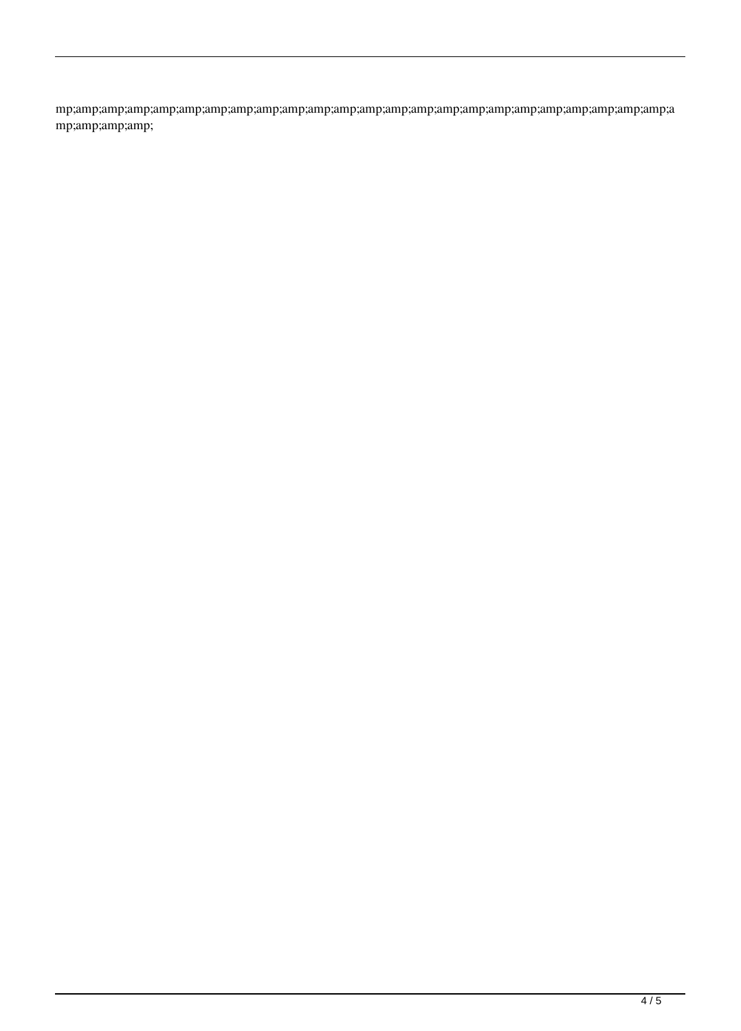mp;amp;amp;amp;amp;amp;amp;amp;amp;amp;amp;amp;amp;amp;amp;amp;amp;amp;amp;amp;amp;amp;amp;amp;amp;amp;amp;amp;amp;amp;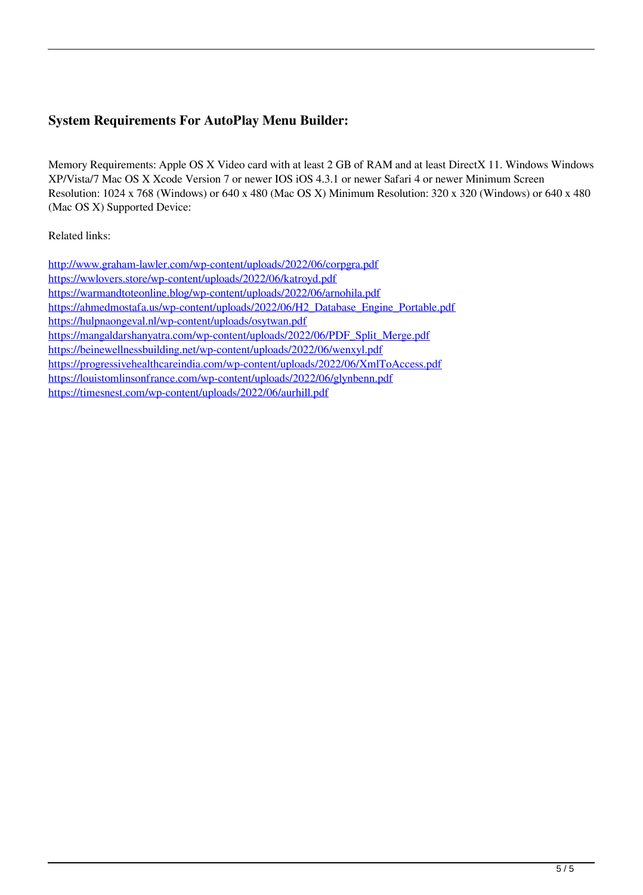### System Requirements For AutoPlay Menu Builder:

Memory Requirements: Apple OS X Video card with at least 2 GB of RAM and at least DirectX 11. Windows Windows XP/Vista/7 Mac OS X Xcode Version 7 or newer IOS iOS 4.3.1 or newer Safari 4 or newer Minimum Screen Resolution: 1024 x 768 (Windows) or 640 x 480 (Mac OS X) Minimum Resolution: 320 x 320 (Windows) or 640 x 480 (Mac OS X) Supported Device:

Related links:

http://www.graham-lawler.com/wp-content/uploads/2022/06/corpgra.pdf
https://wwlovers.store/wp-content/uploads/2022/06/katroyd.pdf
https://warmandtoteonline.blog/wp-content/uploads/2022/06/arnohila.pdf
https://ahmedmostafa.us/wp-content/uploads/2022/06/H2_Database_Engine_Portable.pdf
https://hulpnaongeval.nl/wp-content/uploads/osytwan.pdf
https://mangaldarshanyatra.com/wp-content/uploads/2022/06/PDF_Split_Merge.pdf
https://beinewellnessbuilding.net/wp-content/uploads/2022/06/wenxyl.pdf
https://progressivehealthcareindia.com/wp-content/uploads/2022/06/XmlToAccess.pdf
https://louistomlinsonfrance.com/wp-content/uploads/2022/06/glynbenn.pdf
https://timesnest.com/wp-content/uploads/2022/06/aurhill.pdf